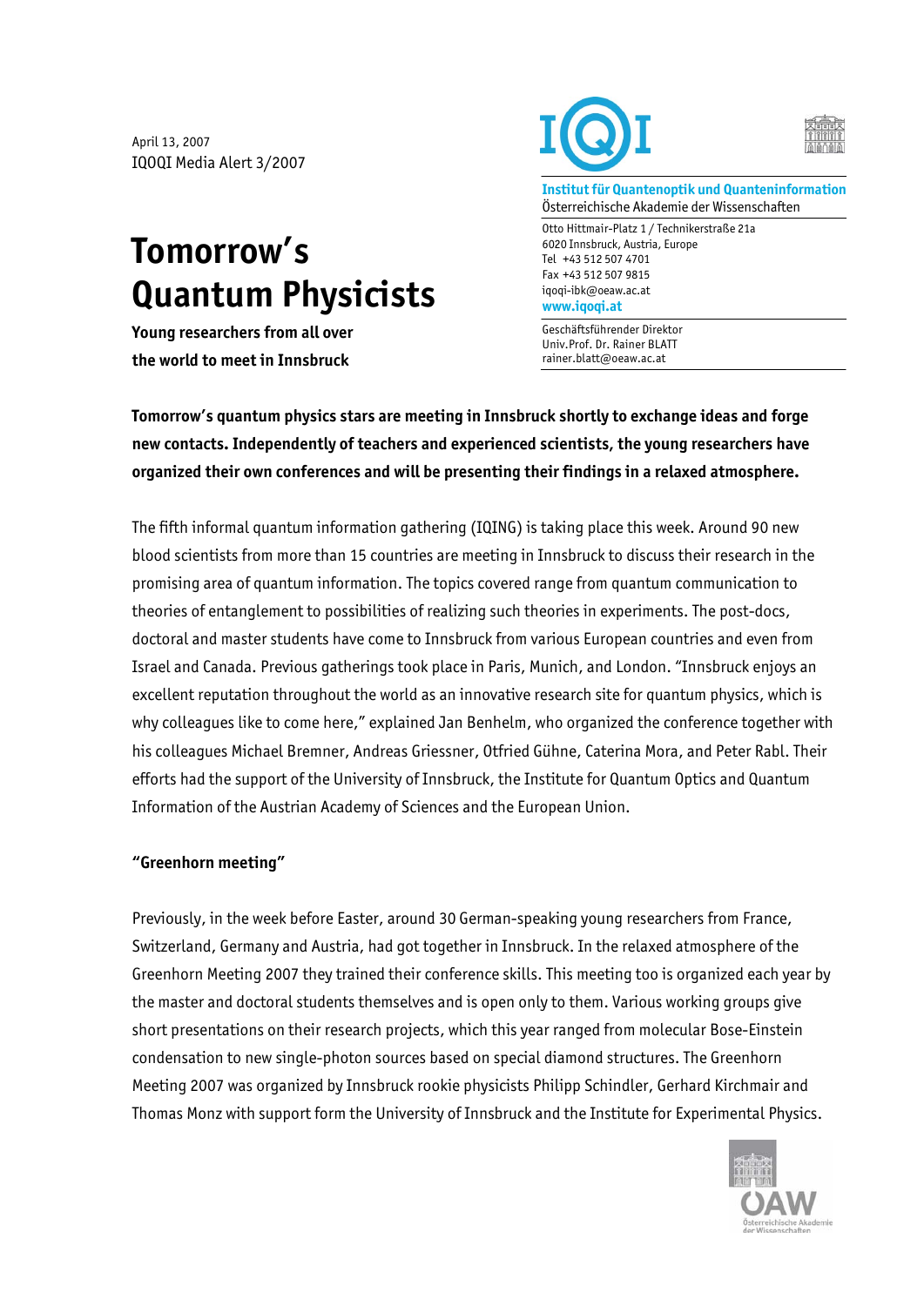April 13, 2007
IQOQI Media Alert 3/2007

**Institut für Quantenoptik und Quanteninformation**
Österreichische Akademie der Wissenschaften

Otto Hittmair-Platz 1 / Technikerstraße 21a
6020 Innsbruck, Austria, Europe
Tel +43 512 507 4701
Fax +43 512 507 9815
iqoqi-ibk@oeaw.ac.at
**www.iqoqi.at**

Geschäftsführender Direktor
Univ.Prof. Dr. Rainer BLATT
rainer.blatt@oeaw.ac.at

# Tomorrow's Quantum Physicists

**Young researchers from all over the world to meet in Innsbruck**

**Tomorrow's quantum physics stars are meeting in Innsbruck shortly to exchange ideas and forge new contacts. Independently of teachers and experienced scientists, the young researchers have organized their own conferences and will be presenting their findings in a relaxed atmosphere.**

The fifth informal quantum information gathering (IQING) is taking place this week. Around 90 new blood scientists from more than 15 countries are meeting in Innsbruck to discuss their research in the promising area of quantum information. The topics covered range from quantum communication to theories of entanglement to possibilities of realizing such theories in experiments. The post-docs, doctoral and master students have come to Innsbruck from various European countries and even from Israel and Canada. Previous gatherings took place in Paris, Munich, and London. "Innsbruck enjoys an excellent reputation throughout the world as an innovative research site for quantum physics, which is why colleagues like to come here," explained Jan Benhelm, who organized the conference together with his colleagues Michael Bremner, Andreas Griessner, Otfried Gühne, Caterina Mora, and Peter Rabl. Their efforts had the support of the University of Innsbruck, the Institute for Quantum Optics and Quantum Information of the Austrian Academy of Sciences and the European Union.

## "Greenhorn meeting"

Previously, in the week before Easter, around 30 German-speaking young researchers from France, Switzerland, Germany and Austria, had got together in Innsbruck. In the relaxed atmosphere of the Greenhorn Meeting 2007 they trained their conference skills. This meeting too is organized each year by the master and doctoral students themselves and is open only to them. Various working groups give short presentations on their research projects, which this year ranged from molecular Bose-Einstein condensation to new single-photon sources based on special diamond structures. The Greenhorn Meeting 2007 was organized by Innsbruck rookie physicists Philipp Schindler, Gerhard Kirchmair and Thomas Monz with support form the University of Innsbruck and the Institute for Experimental Physics.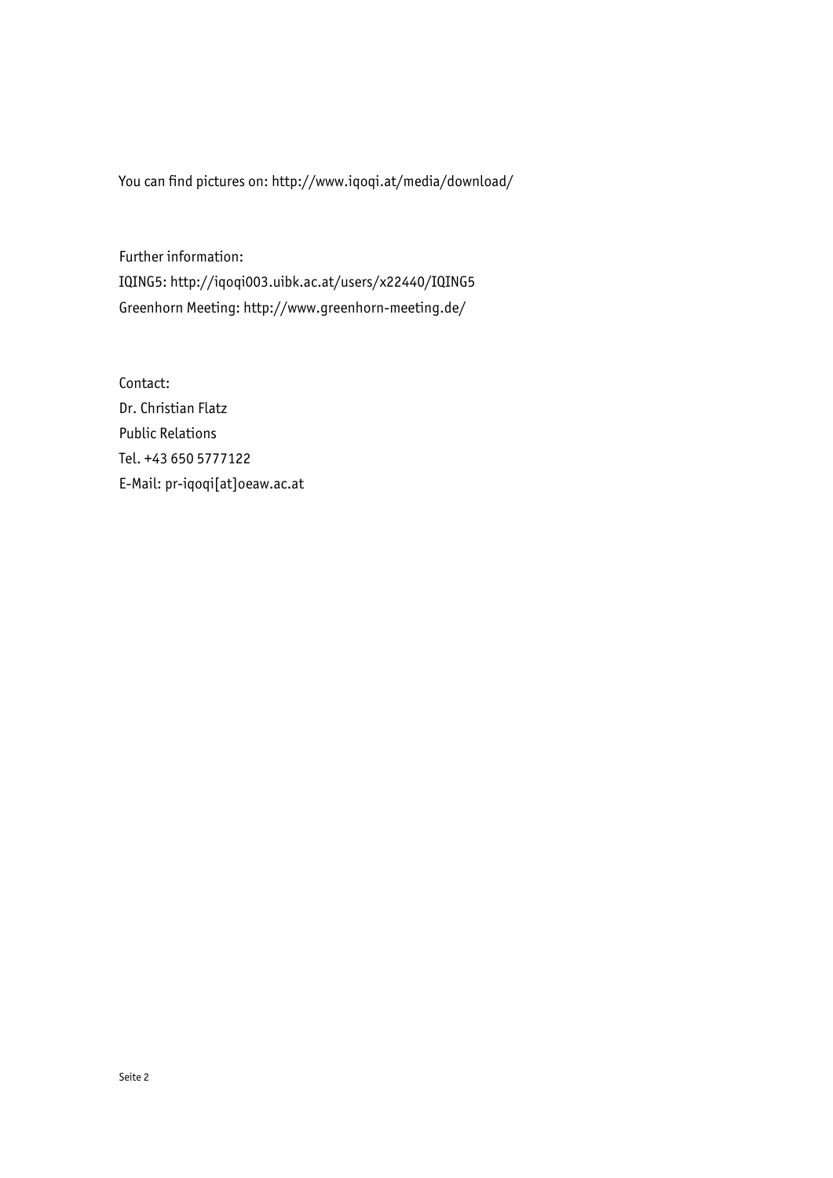You can find pictures on: http://www.iqoqi.at/media/download/

Further information:
IQING5: http://iqoqi003.uibk.ac.at/users/x22440/IQING5
Greenhorn Meeting: http://www.greenhorn-meeting.de/

Contact:
Dr. Christian Flatz
Public Relations
Tel. +43 650 5777122
E-Mail: pr-iqoqi[at]oeaw.ac.at